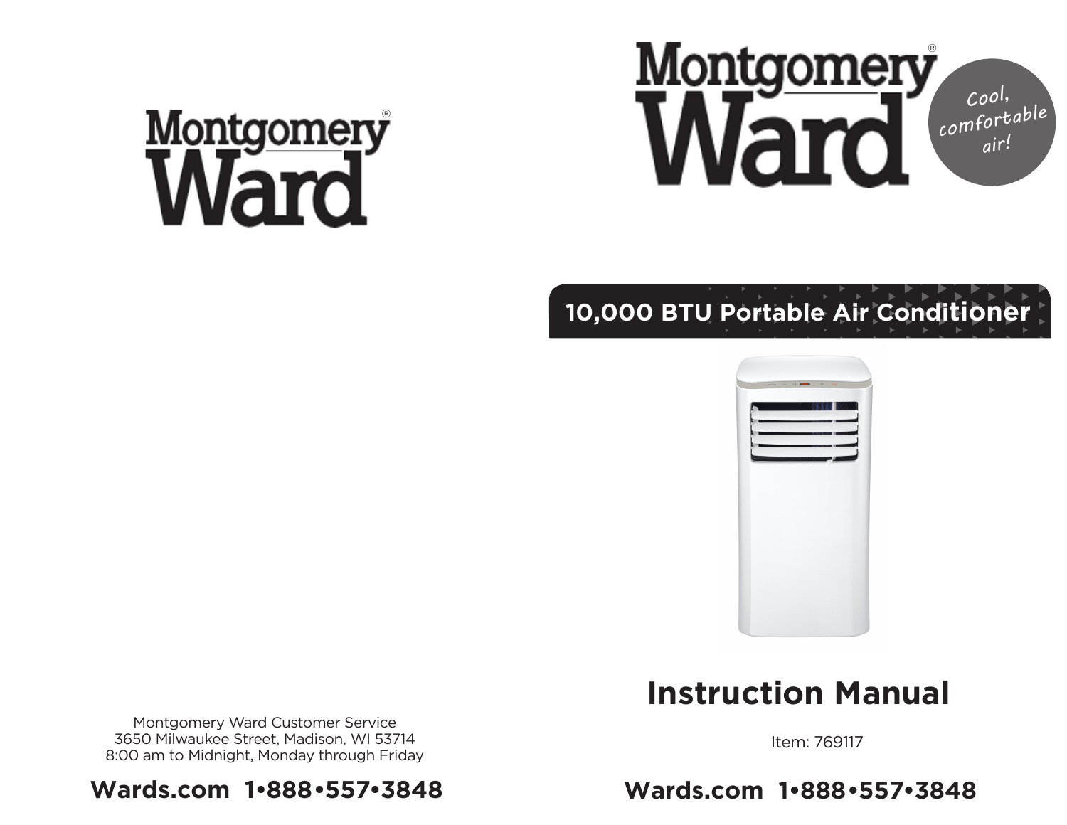Montgomery Ward®

Montgomery Ward Customer Service
3650 Milwaukee Street, Madison, WI 53714
8:00 am to Midnight, Monday through Friday

**Wards.com 1•888•557•3848**

Montgomery Ward®

Cool, comfortable air!

## 10,000 BTU Portable Air Conditioner

# Instruction Manual

Item: 769117

**Wards.com 1•888•557•3848**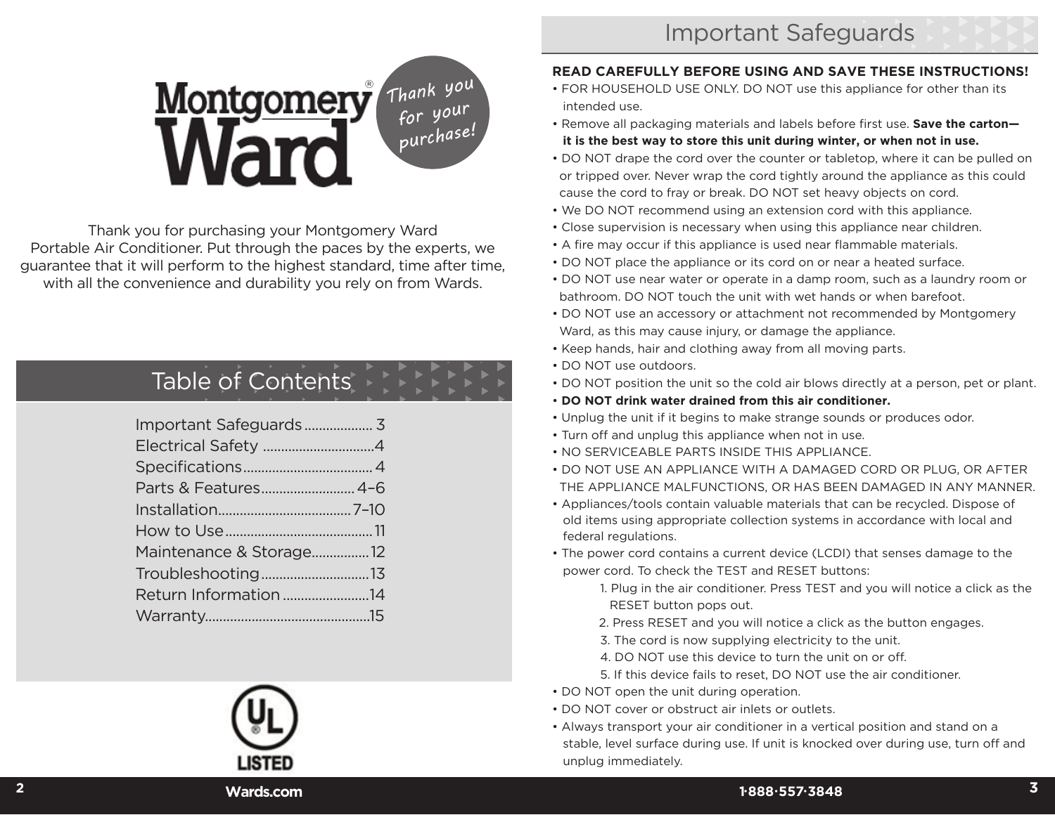Montgomery Ward®

Thank you for your purchase!

Thank you for purchasing your Montgomery Ward Portable Air Conditioner. Put through the paces by the experts, we guarantee that it will perform to the highest standard, time after time, with all the convenience and durability you rely on from Wards.

## Table of Contents

| | |
|---|---|
| Important Safeguards | 3 |
| Electrical Safety | 4 |
| Specifications | 4 |
| Parts & Features | 4–6 |
| Installation | 7–10 |
| How to Use | 11 |
| Maintenance & Storage | 12 |
| Troubleshooting | 13 |
| Return Information | 14 |
| Warranty | 15 |

UL LISTED

## Important Safeguards

**READ CAREFULLY BEFORE USING AND SAVE THESE INSTRUCTIONS!**

- FOR HOUSEHOLD USE ONLY. DO NOT use this appliance for other than its intended use.
- Remove all packaging materials and labels before first use. **Save the carton—it is the best way to store this unit during winter, or when not in use.**
- DO NOT drape the cord over the counter or tabletop, where it can be pulled on or tripped over. Never wrap the cord tightly around the appliance as this could cause the cord to fray or break. DO NOT set heavy objects on cord.
- We DO NOT recommend using an extension cord with this appliance.
- Close supervision is necessary when using this appliance near children.
- A fire may occur if this appliance is used near flammable materials.
- DO NOT place the appliance or its cord on or near a heated surface.
- DO NOT use near water or operate in a damp room, such as a laundry room or bathroom. DO NOT touch the unit with wet hands or when barefoot.
- DO NOT use an accessory or attachment not recommended by Montgomery Ward, as this may cause injury, or damage the appliance.
- Keep hands, hair and clothing away from all moving parts.
- DO NOT use outdoors.
- DO NOT position the unit so the cold air blows directly at a person, pet or plant.
- **DO NOT drink water drained from this air conditioner.**
- Unplug the unit if it begins to make strange sounds or produces odor.
- Turn off and unplug this appliance when not in use.
- NO SERVICEABLE PARTS INSIDE THIS APPLIANCE.
- DO NOT USE AN APPLIANCE WITH A DAMAGED CORD OR PLUG, OR AFTER THE APPLIANCE MALFUNCTIONS, OR HAS BEEN DAMAGED IN ANY MANNER.
- Appliances/tools contain valuable materials that can be recycled. Dispose of old items using appropriate collection systems in accordance with local and federal regulations.
- The power cord contains a current device (LCDI) that senses damage to the power cord. To check the TEST and RESET buttons:
  1. Plug in the air conditioner. Press TEST and you will notice a click as the RESET button pops out.
  2. Press RESET and you will notice a click as the button engages.
  3. The cord is now supplying electricity to the unit.
  4. DO NOT use this device to turn the unit on or off.
  5. If this device fails to reset, DO NOT use the air conditioner.
- DO NOT open the unit during operation.
- DO NOT cover or obstruct air inlets or outlets.
- Always transport your air conditioner in a vertical position and stand on a stable, level surface during use. If unit is knocked over during use, turn off and unplug immediately.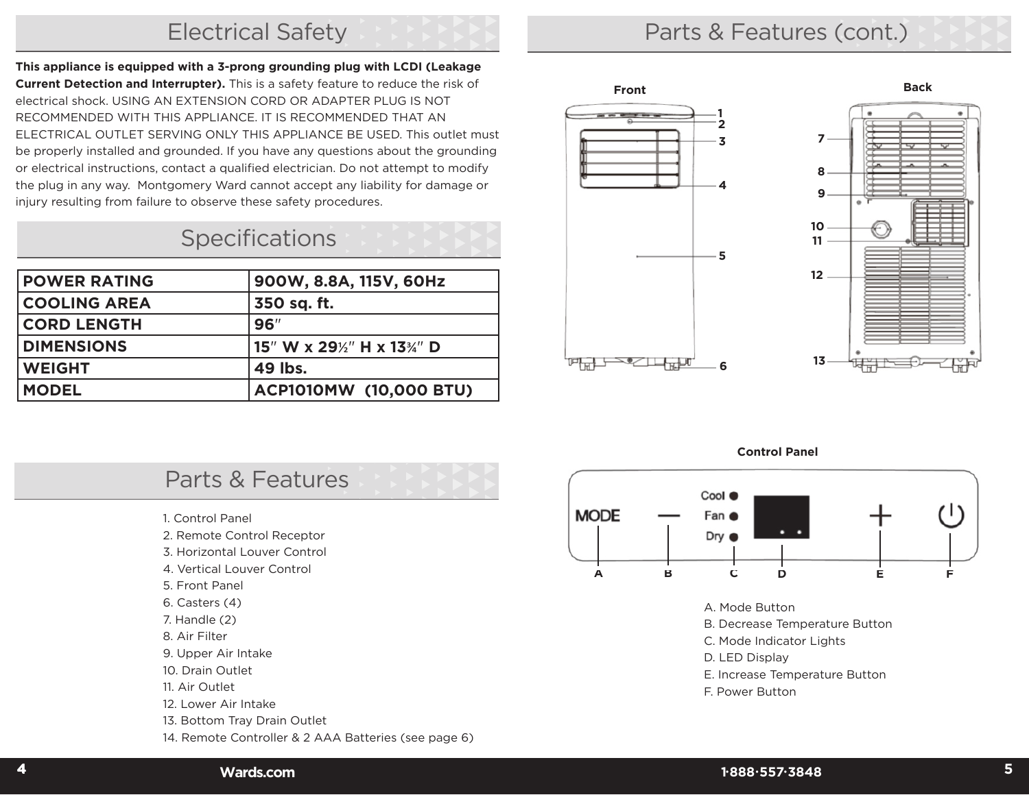## Electrical Safety

**This appliance is equipped with a 3-prong grounding plug with LCDI (Leakage Current Detection and Interrupter).** This is a safety feature to reduce the risk of electrical shock. USING AN EXTENSION CORD OR ADAPTER PLUG IS NOT RECOMMENDED WITH THIS APPLIANCE. IT IS RECOMMENDED THAT AN ELECTRICAL OUTLET SERVING ONLY THIS APPLIANCE BE USED. This outlet must be properly installed and grounded. If you have any questions about the grounding or electrical instructions, contact a qualified electrician. Do not attempt to modify the plug in any way. Montgomery Ward cannot accept any liability for damage or injury resulting from failure to observe these safety procedures.

## Specifications

| | |
|---|---|
| **POWER RATING** | **900W, 8.8A, 115V, 60Hz** |
| **COOLING AREA** | **350 sq. ft.** |
| **CORD LENGTH** | **96″** |
| **DIMENSIONS** | **15″ W x 29½″ H x 13¾″ D** |
| **WEIGHT** | **49 lbs.** |
| **MODEL** | **ACP1010MW (10,000 BTU)** |

## Parts & Features

1. Control Panel
2. Remote Control Receptor
3. Horizontal Louver Control
4. Vertical Louver Control
5. Front Panel
6. Casters (4)
7. Handle (2)
8. Air Filter
9. Upper Air Intake
10. Drain Outlet
11. Air Outlet
12. Lower Air Intake
13. Bottom Tray Drain Outlet
14. Remote Controller & 2 AAA Batteries (see page 6)

## Parts & Features (cont.)

**Front**

**Back**

**Control Panel**

A. Mode Button
B. Decrease Temperature Button
C. Mode Indicator Lights
D. LED Display
E. Increase Temperature Button
F. Power Button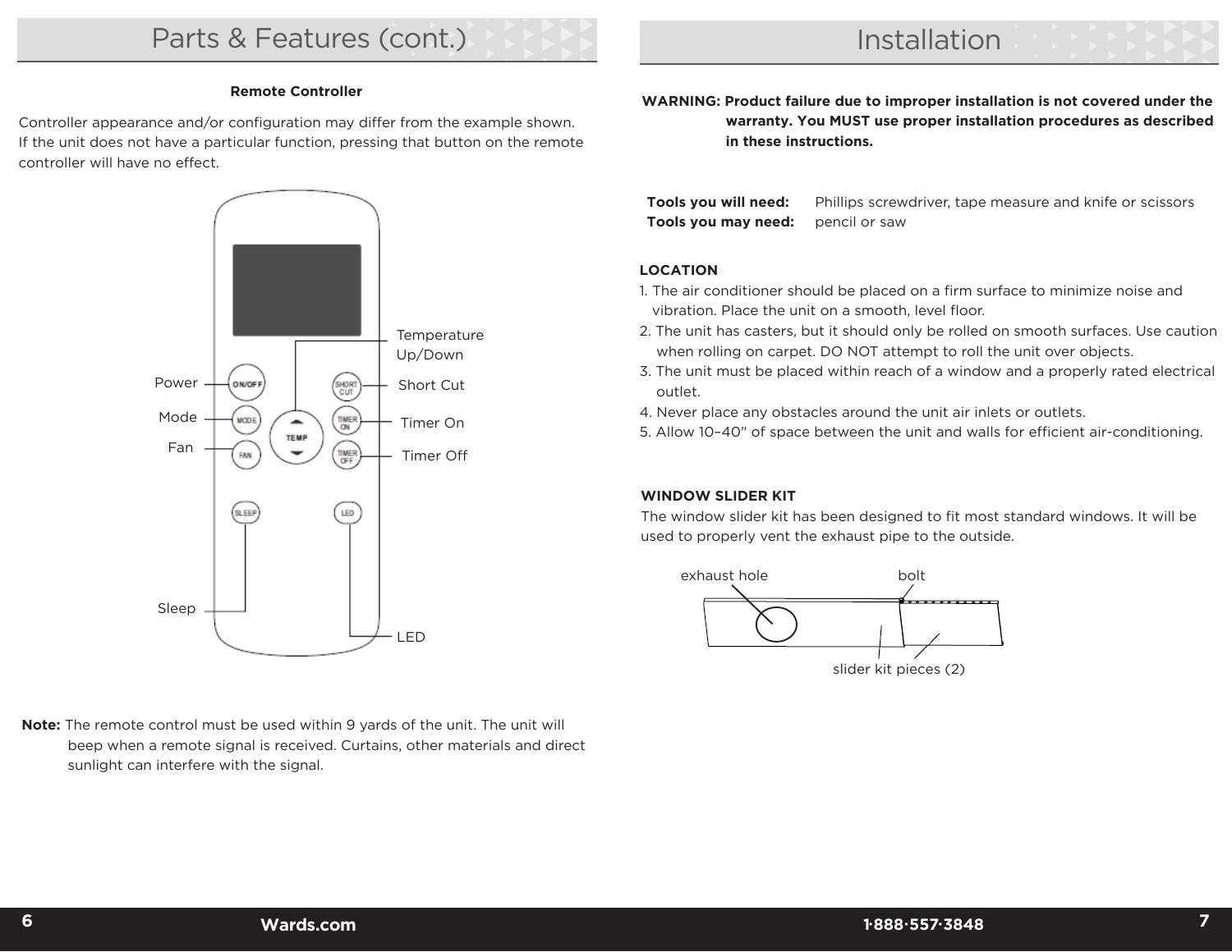## Parts & Features (cont.)

**Remote Controller**

Controller appearance and/or configuration may differ from the example shown. If the unit does not have a particular function, pressing that button on the remote controller will have no effect.

Power
Mode
Fan
Sleep
Temperature Up/Down
Short Cut
Timer On
Timer Off
LED

**Note:** The remote control must be used within 9 yards of the unit. The unit will beep when a remote signal is received. Curtains, other materials and direct sunlight can interfere with the signal.

## Installation

**WARNING: Product failure due to improper installation is not covered under the warranty. You MUST use proper installation procedures as described in these instructions.**

**Tools you will need:** Phillips screwdriver, tape measure and knife or scissors
**Tools you may need:** pencil or saw

**LOCATION**

1. The air conditioner should be placed on a firm surface to minimize noise and vibration. Place the unit on a smooth, level floor.
2. The unit has casters, but it should only be rolled on smooth surfaces. Use caution when rolling on carpet. DO NOT attempt to roll the unit over objects.
3. The unit must be placed within reach of a window and a properly rated electrical outlet.
4. Never place any obstacles around the unit air inlets or outlets.
5. Allow 10–40" of space between the unit and walls for efficient air-conditioning.

**WINDOW SLIDER KIT**

The window slider kit has been designed to fit most standard windows. It will be used to properly vent the exhaust pipe to the outside.

exhaust hole
bolt
slider kit pieces (2)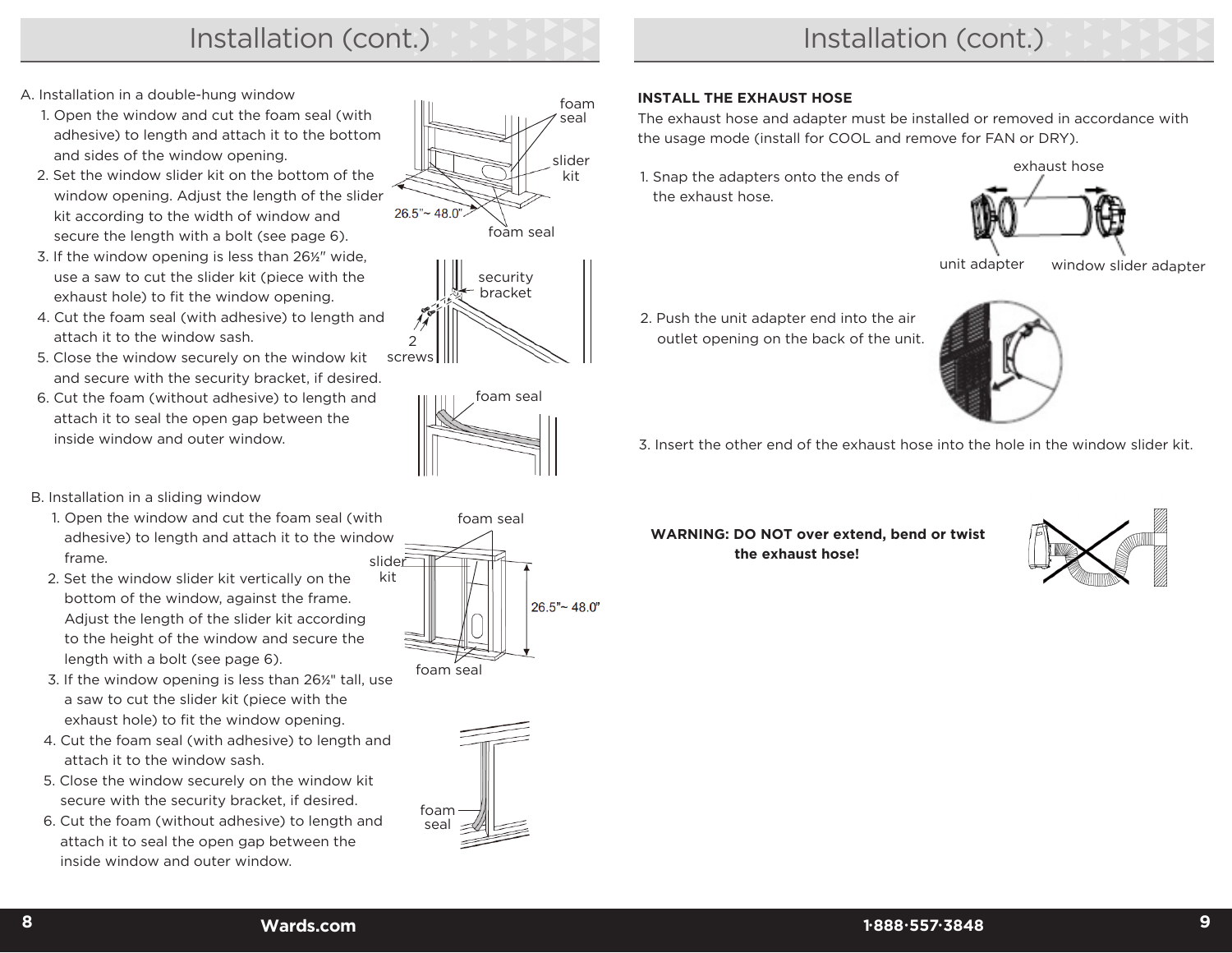## Installation (cont.)

A. Installation in a double-hung window

1. Open the window and cut the foam seal (with adhesive) to length and attach it to the bottom and sides of the window opening.
2. Set the window slider kit on the bottom of the window opening. Adjust the length of the slider kit according to the width of window and secure the length with a bolt (see page 6).
3. If the window opening is less than 26½" wide, use a saw to cut the slider kit (piece with the exhaust hole) to fit the window opening.
4. Cut the foam seal (with adhesive) to length and attach it to the window sash.
5. Close the window securely on the window kit and secure with the security bracket, if desired.
6. Cut the foam (without adhesive) to length and attach it to seal the open gap between the inside window and outer window.

B. Installation in a sliding window

1. Open the window and cut the foam seal (with adhesive) to length and attach it to the window frame.
2. Set the window slider kit vertically on the bottom of the window, against the frame. Adjust the length of the slider kit according to the height of the window and secure the length with a bolt (see page 6).
3. If the window opening is less than 26½" tall, use a saw to cut the slider kit (piece with the exhaust hole) to fit the window opening.
4. Cut the foam seal (with adhesive) to length and attach it to the window sash.
5. Close the window securely on the window kit secure with the security bracket, if desired.
6. Cut the foam (without adhesive) to length and attach it to seal the open gap between the inside window and outer window.

## Installation (cont.)

**INSTALL THE EXHAUST HOSE**

The exhaust hose and adapter must be installed or removed in accordance with the usage mode (install for COOL and remove for FAN or DRY).

1. Snap the adapters onto the ends of the exhaust hose.
2. Push the unit adapter end into the air outlet opening on the back of the unit.
3. Insert the other end of the exhaust hose into the hole in the window slider kit.

**WARNING: DO NOT over extend, bend or twist the exhaust hose!**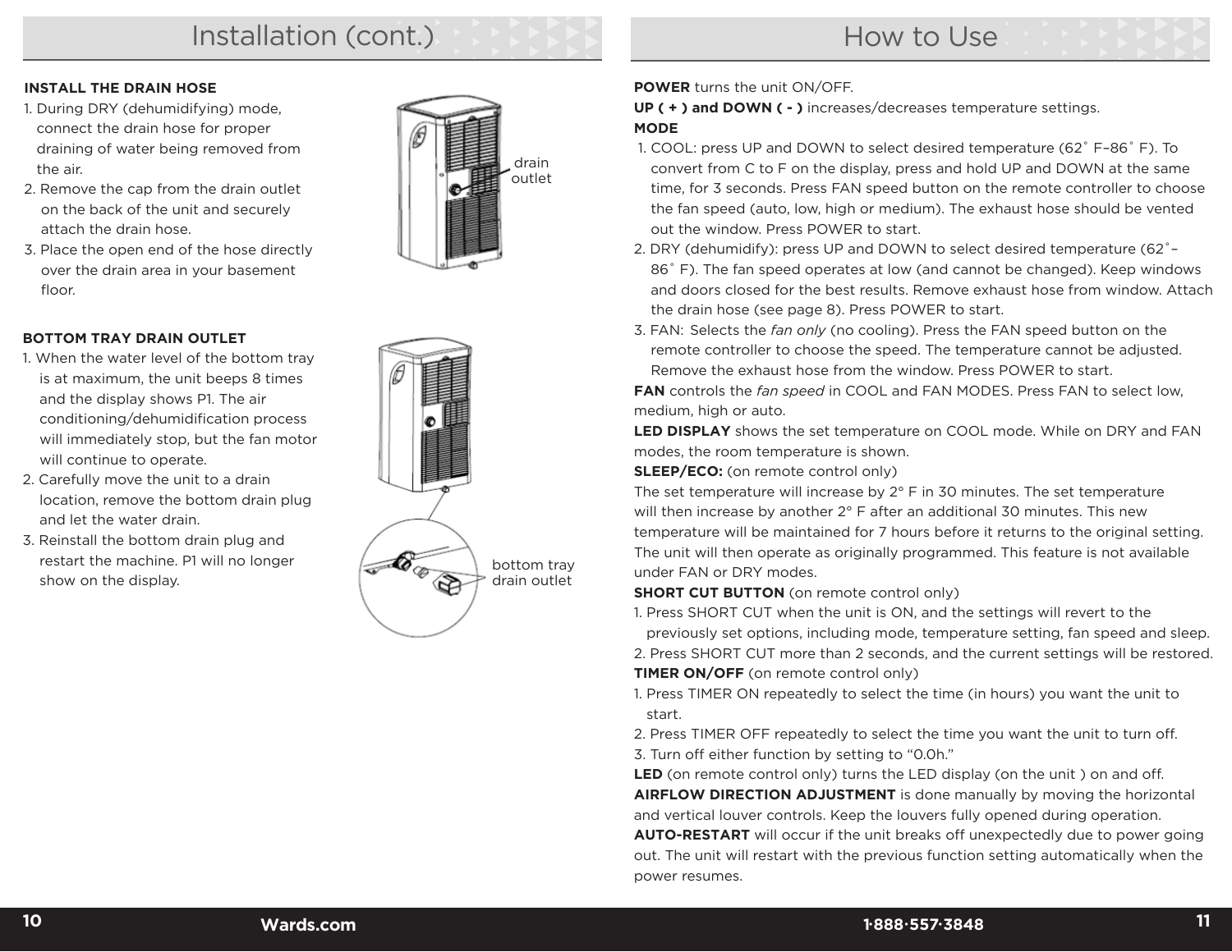## Installation (cont.)

**INSTALL THE DRAIN HOSE**

1. During DRY (dehumidifying) mode, connect the drain hose for proper draining of water being removed from the air.
2. Remove the cap from the drain outlet on the back of the unit and securely attach the drain hose.
3. Place the open end of the hose directly over the drain area in your basement floor.

drain outlet

**BOTTOM TRAY DRAIN OUTLET**

1. When the water level of the bottom tray is at maximum, the unit beeps 8 times and the display shows P1. The air conditioning/dehumidification process will immediately stop, but the fan motor will continue to operate.
2. Carefully move the unit to a drain location, remove the bottom drain plug and let the water drain.
3. Reinstall the bottom drain plug and restart the machine. P1 will no longer show on the display.

bottom tray drain outlet

## How to Use

**POWER** turns the unit ON/OFF.

**UP ( + ) and DOWN ( - )** increases/decreases temperature settings.

**MODE**

1. COOL: press UP and DOWN to select desired temperature (62˚ F–86˚ F). To convert from C to F on the display, press and hold UP and DOWN at the same time, for 3 seconds. Press FAN speed button on the remote controller to choose the fan speed (auto, low, high or medium). The exhaust hose should be vented out the window. Press POWER to start.
2. DRY (dehumidify): press UP and DOWN to select desired temperature (62˚– 86˚ F). The fan speed operates at low (and cannot be changed). Keep windows and doors closed for the best results. Remove exhaust hose from window. Attach the drain hose (see page 8). Press POWER to start.
3. FAN: Selects the *fan only* (no cooling). Press the FAN speed button on the remote controller to choose the speed. The temperature cannot be adjusted. Remove the exhaust hose from the window. Press POWER to start.

**FAN** controls the *fan speed* in COOL and FAN MODES. Press FAN to select low, medium, high or auto.

**LED DISPLAY** shows the set temperature on COOL mode. While on DRY and FAN modes, the room temperature is shown.

**SLEEP/ECO:** (on remote control only)
The set temperature will increase by 2° F in 30 minutes. The set temperature will then increase by another 2° F after an additional 30 minutes. This new temperature will be maintained for 7 hours before it returns to the original setting. The unit will then operate as originally programmed. This feature is not available under FAN or DRY modes.

**SHORT CUT BUTTON** (on remote control only)

1. Press SHORT CUT when the unit is ON, and the settings will revert to the previously set options, including mode, temperature setting, fan speed and sleep.
2. Press SHORT CUT more than 2 seconds, and the current settings will be restored.

**TIMER ON/OFF** (on remote control only)

1. Press TIMER ON repeatedly to select the time (in hours) you want the unit to start.
2. Press TIMER OFF repeatedly to select the time you want the unit to turn off.
3. Turn off either function by setting to “0.0h.”

**LED** (on remote control only) turns the LED display (on the unit ) on and off.

**AIRFLOW DIRECTION ADJUSTMENT** is done manually by moving the horizontal and vertical louver controls. Keep the louvers fully opened during operation.

**AUTO-RESTART** will occur if the unit breaks off unexpectedly due to power going out. The unit will restart with the previous function setting automatically when the power resumes.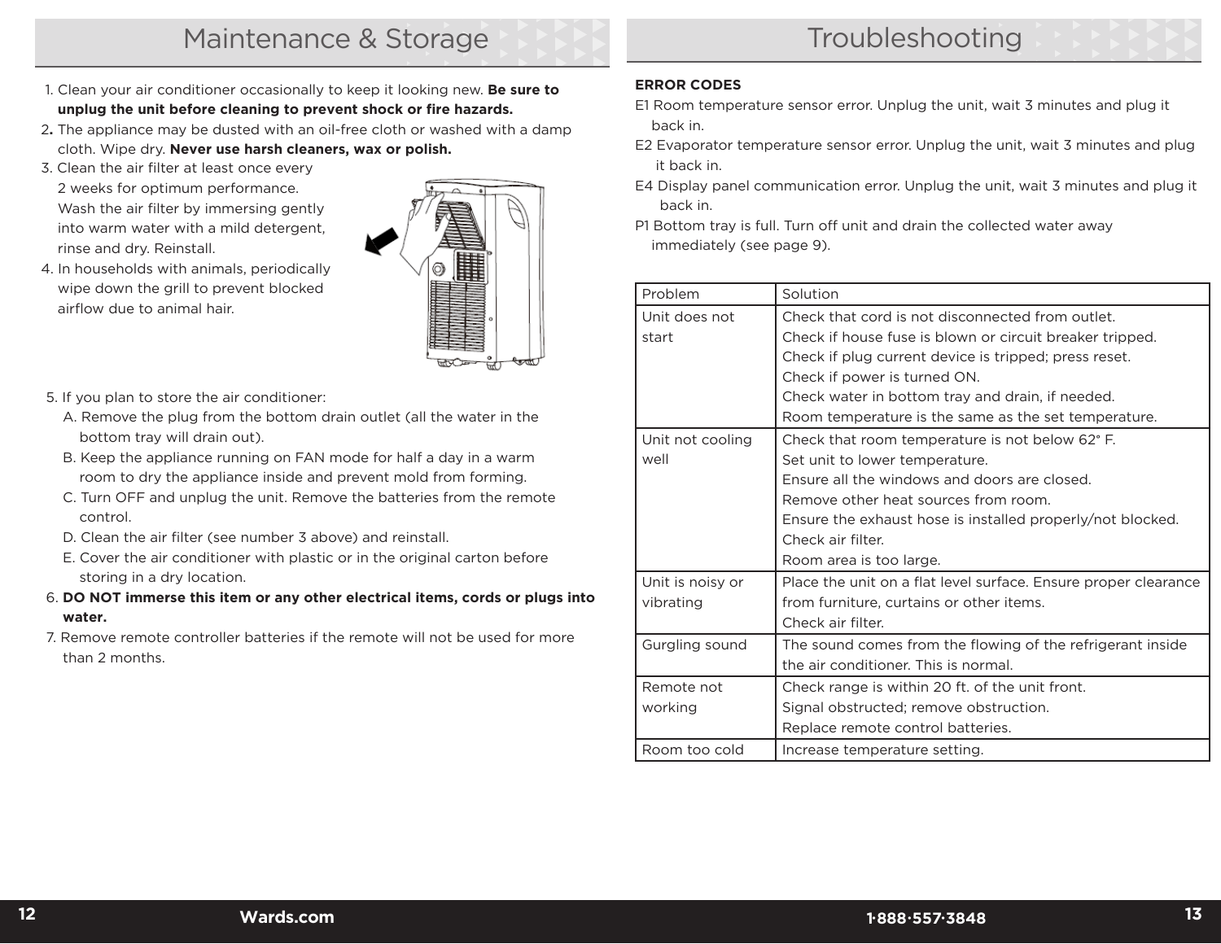# Maintenance & Storage

1. Clean your air conditioner occasionally to keep it looking new. **Be sure to unplug the unit before cleaning to prevent shock or fire hazards.**
2. The appliance may be dusted with an oil-free cloth or washed with a damp cloth. Wipe dry. **Never use harsh cleaners, wax or polish.**
3. Clean the air filter at least once every 2 weeks for optimum performance. Wash the air filter by immersing gently into warm water with a mild detergent, rinse and dry. Reinstall.
4. In households with animals, periodically wipe down the grill to prevent blocked airflow due to animal hair.
5. If you plan to store the air conditioner:
   A. Remove the plug from the bottom drain outlet (all the water in the bottom tray will drain out).
   B. Keep the appliance running on FAN mode for half a day in a warm room to dry the appliance inside and prevent mold from forming.
   C. Turn OFF and unplug the unit. Remove the batteries from the remote control.
   D. Clean the air filter (see number 3 above) and reinstall.
   E. Cover the air conditioner with plastic or in the original carton before storing in a dry location.
6. **DO NOT immerse this item or any other electrical items, cords or plugs into water.**
7. Remove remote controller batteries if the remote will not be used for more than 2 months.

# Troubleshooting

**ERROR CODES**

E1 Room temperature sensor error. Unplug the unit, wait 3 minutes and plug it back in.

E2 Evaporator temperature sensor error. Unplug the unit, wait 3 minutes and plug it back in.

E4 Display panel communication error. Unplug the unit, wait 3 minutes and plug it back in.

P1 Bottom tray is full. Turn off unit and drain the collected water away immediately (see page 9).

| Problem | Solution |
|---|---|
| Unit does not start | Check that cord is not disconnected from outlet.<br>Check if house fuse is blown or circuit breaker tripped.<br>Check if plug current device is tripped; press reset.<br>Check if power is turned ON.<br>Check water in bottom tray and drain, if needed.<br>Room temperature is the same as the set temperature. |
| Unit not cooling well | Check that room temperature is not below 62° F.<br>Set unit to lower temperature.<br>Ensure all the windows and doors are closed.<br>Remove other heat sources from room.<br>Ensure the exhaust hose is installed properly/not blocked.<br>Check air filter.<br>Room area is too large. |
| Unit is noisy or vibrating | Place the unit on a flat level surface. Ensure proper clearance from furniture, curtains or other items.<br>Check air filter. |
| Gurgling sound | The sound comes from the flowing of the refrigerant inside the air conditioner. This is normal. |
| Remote not working | Check range is within 20 ft. of the unit front.<br>Signal obstructed; remove obstruction.<br>Replace remote control batteries. |
| Room too cold | Increase temperature setting. |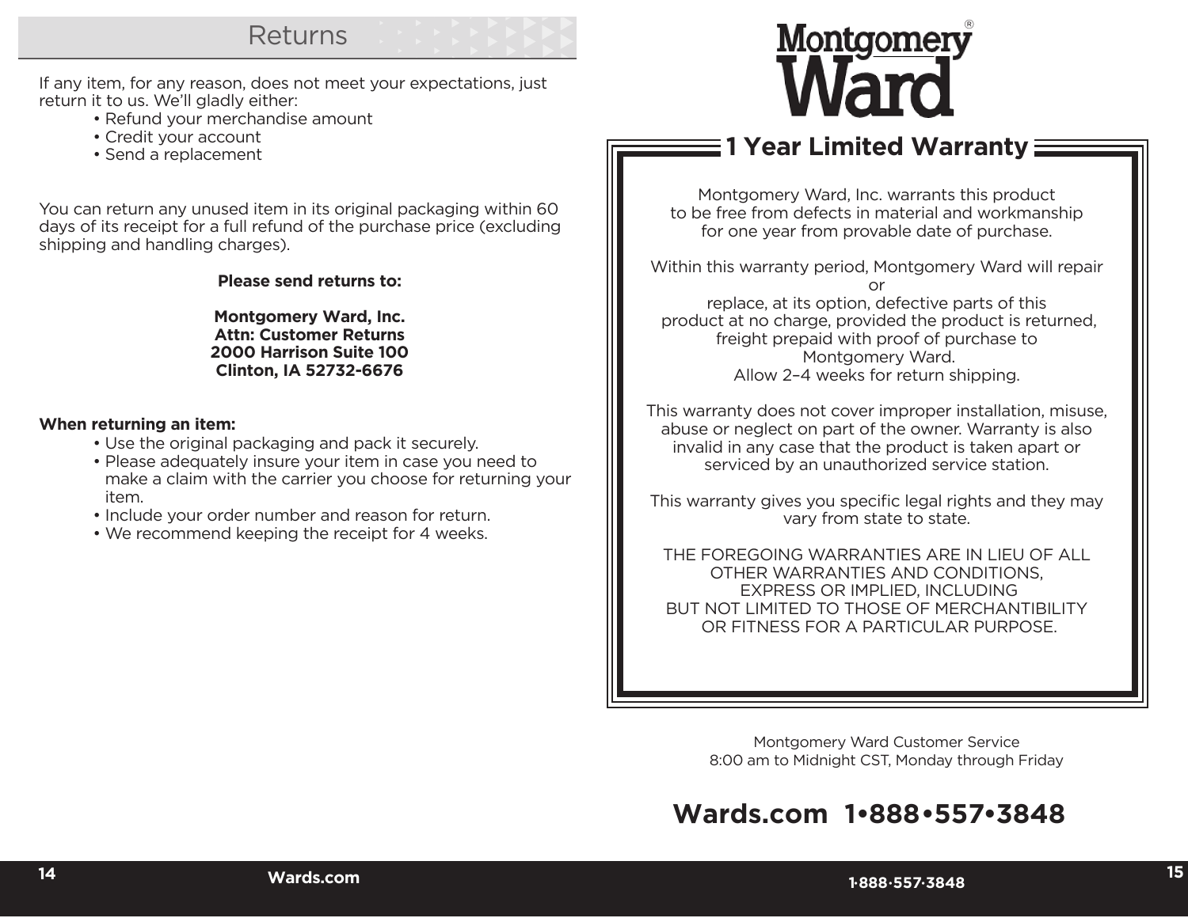## Returns

If any item, for any reason, does not meet your expectations, just return it to us. We'll gladly either:

- Refund your merchandise amount
- Credit your account
- Send a replacement

You can return any unused item in its original packaging within 60 days of its receipt for a full refund of the purchase price (excluding shipping and handling charges).

**Please send returns to:**

**Montgomery Ward, Inc.**
**Attn: Customer Returns**
**2000 Harrison Suite 100**
**Clinton, IA 52732-6676**

**When returning an item:**

- Use the original packaging and pack it securely.
- Please adequately insure your item in case you need to make a claim with the carrier you choose for returning your item.
- Include your order number and reason for return.
- We recommend keeping the receipt for 4 weeks.

# Montgomery Ward®

## 1 Year Limited Warranty

Montgomery Ward, Inc. warrants this product to be free from defects in material and workmanship for one year from provable date of purchase.

Within this warranty period, Montgomery Ward will repair or replace, at its option, defective parts of this product at no charge, provided the product is returned, freight prepaid with proof of purchase to Montgomery Ward.
Allow 2–4 weeks for return shipping.

This warranty does not cover improper installation, misuse, abuse or neglect on part of the owner. Warranty is also invalid in any case that the product is taken apart or serviced by an unauthorized service station.

This warranty gives you specific legal rights and they may vary from state to state.

THE FOREGOING WARRANTIES ARE IN LIEU OF ALL OTHER WARRANTIES AND CONDITIONS, EXPRESS OR IMPLIED, INCLUDING BUT NOT LIMITED TO THOSE OF MERCHANTIBILITY OR FITNESS FOR A PARTICULAR PURPOSE.

Montgomery Ward Customer Service
8:00 am to Midnight CST, Monday through Friday

**Wards.com 1•888•557•3848**